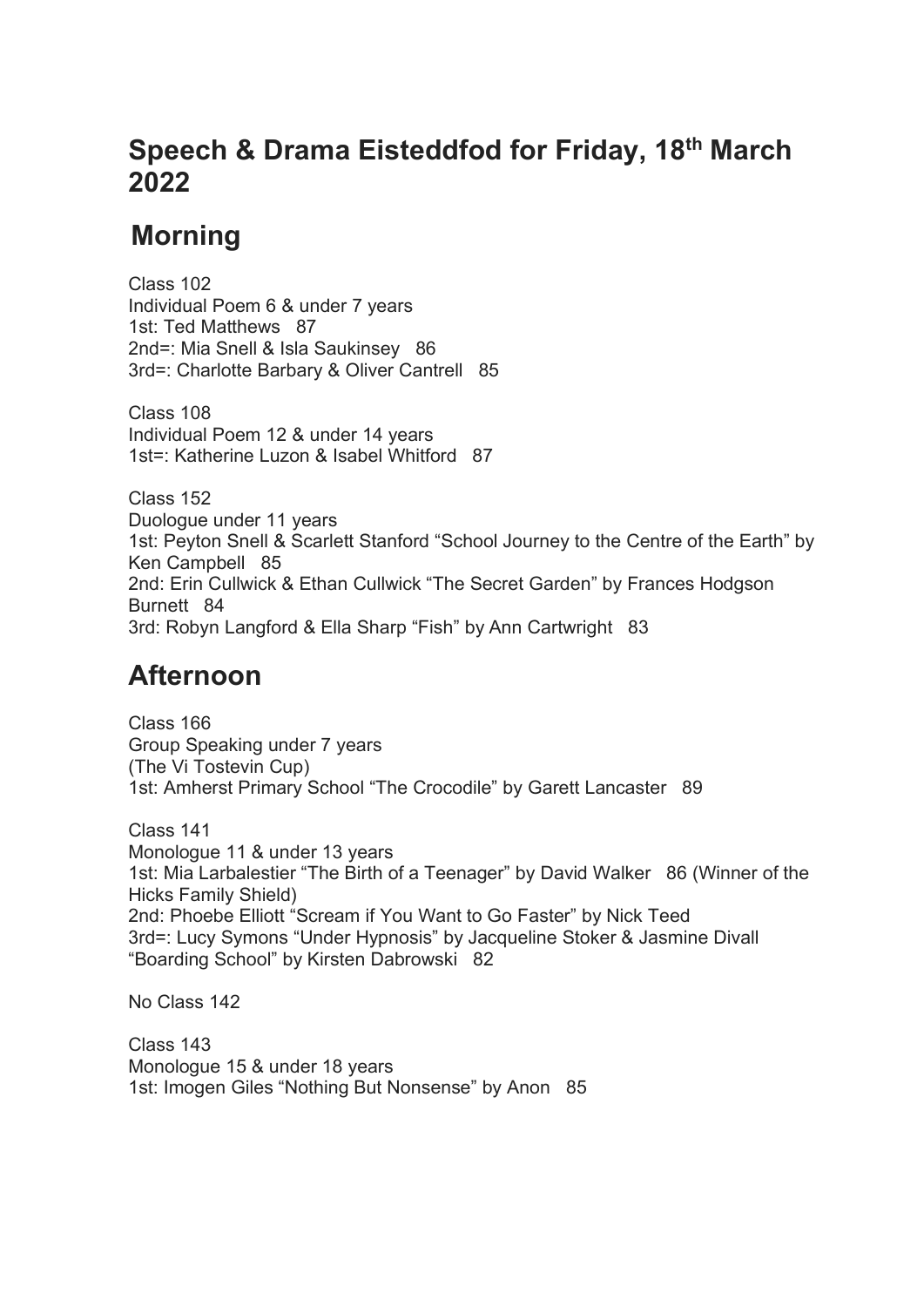# Speech & Drama Eisteddfod for Friday, 18th March 2022

## Morning

Class 102
Individual Poem 6 & under 7 years
1st: Ted Matthews 87
2nd=: Mia Snell & Isla Saukinsey 86
3rd=: Charlotte Barbary & Oliver Cantrell 85

Class 108
Individual Poem 12 & under 14 years
1st=: Katherine Luzon & Isabel Whitford 87

Class 152
Duologue under 11 years
1st: Peyton Snell & Scarlett Stanford “School Journey to the Centre of the Earth” by Ken Campbell 85
2nd: Erin Cullwick & Ethan Cullwick “The Secret Garden” by Frances Hodgson Burnett 84
3rd: Robyn Langford & Ella Sharp “Fish” by Ann Cartwright 83

## Afternoon

Class 166
Group Speaking under 7 years
(The Vi Tostevin Cup)
1st: Amherst Primary School “The Crocodile” by Garett Lancaster 89

Class 141
Monologue 11 & under 13 years
1st: Mia Larbalestier “The Birth of a Teenager” by David Walker 86 (Winner of the Hicks Family Shield)
2nd: Phoebe Elliott “Scream if You Want to Go Faster” by Nick Teed
3rd=: Lucy Symons “Under Hypnosis” by Jacqueline Stoker & Jasmine Divall “Boarding School” by Kirsten Dabrowski 82

No Class 142

Class 143
Monologue 15 & under 18 years
1st: Imogen Giles “Nothing But Nonsense” by Anon 85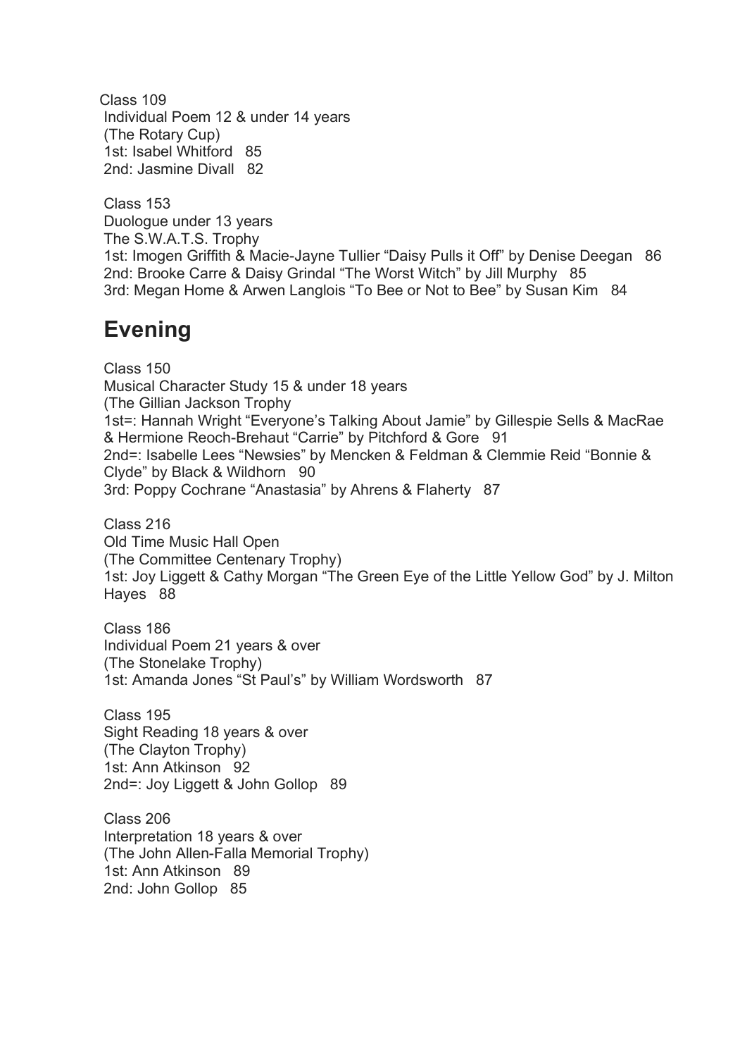Class 109
Individual Poem 12 & under 14 years
(The Rotary Cup)
1st: Isabel Whitford 85
2nd: Jasmine Divall 82

Class 153
Duologue under 13 years
The S.W.A.T.S. Trophy
1st: Imogen Griffith & Macie-Jayne Tullier "Daisy Pulls it Off" by Denise Deegan 86
2nd: Brooke Carre & Daisy Grindal "The Worst Witch" by Jill Murphy 85
3rd: Megan Home & Arwen Langlois "To Bee or Not to Bee" by Susan Kim 84

## Evening

Class 150
Musical Character Study 15 & under 18 years
(The Gillian Jackson Trophy
1st=: Hannah Wright "Everyone's Talking About Jamie" by Gillespie Sells & MacRae & Hermione Reoch-Brehaut "Carrie" by Pitchford & Gore 91
2nd=: Isabelle Lees "Newsies" by Mencken & Feldman & Clemmie Reid "Bonnie & Clyde" by Black & Wildhorn 90
3rd: Poppy Cochrane "Anastasia" by Ahrens & Flaherty 87

Class 216
Old Time Music Hall Open
(The Committee Centenary Trophy)
1st: Joy Liggett & Cathy Morgan "The Green Eye of the Little Yellow God" by J. Milton Hayes 88

Class 186
Individual Poem 21 years & over
(The Stonelake Trophy)
1st: Amanda Jones "St Paul's" by William Wordsworth 87

Class 195
Sight Reading 18 years & over
(The Clayton Trophy)
1st: Ann Atkinson 92
2nd=: Joy Liggett & John Gollop 89

Class 206
Interpretation 18 years & over
(The John Allen-Falla Memorial Trophy)
1st: Ann Atkinson 89
2nd: John Gollop 85